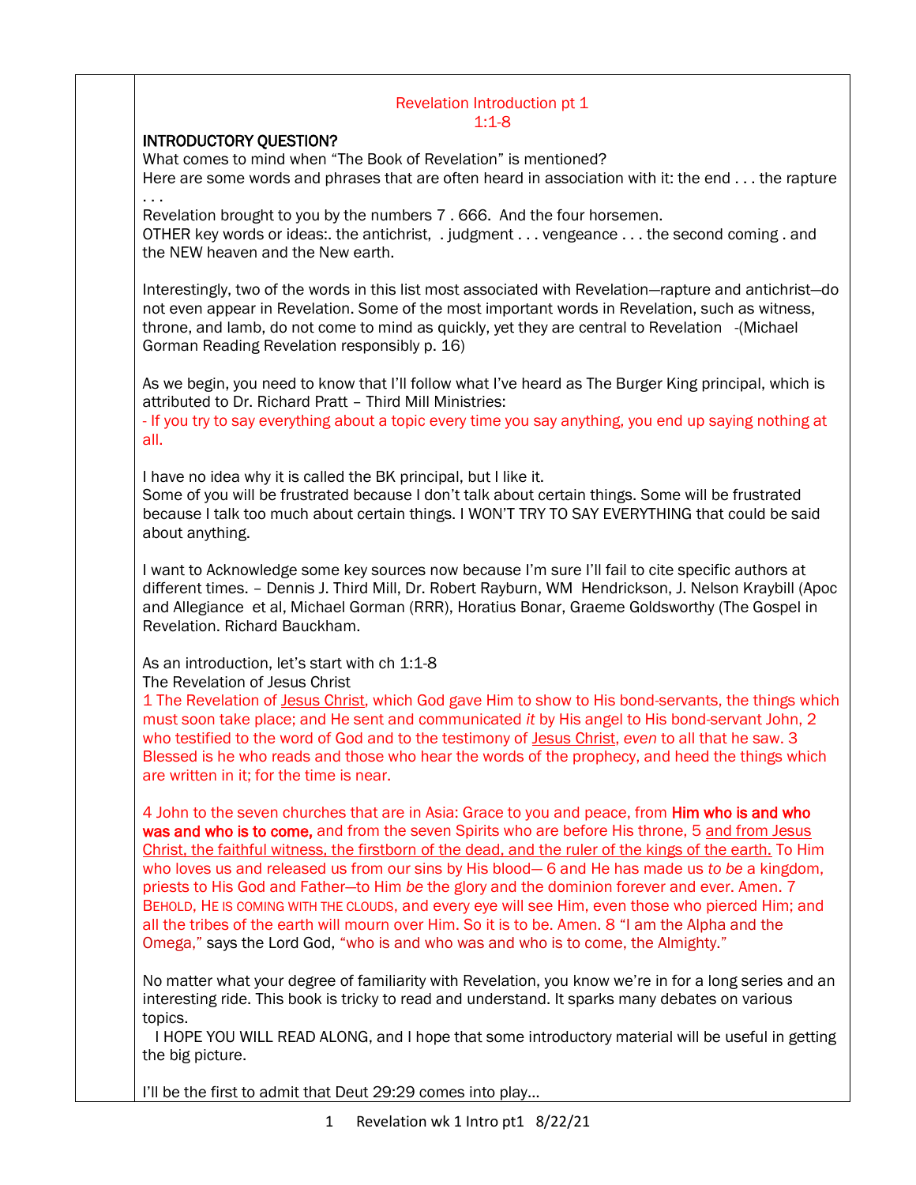Revelation Introduction pt 1
1:1-8

**INTRODUCTORY QUESTION?**

What comes to mind when "The Book of Revelation" is mentioned?

Here are some words and phrases that are often heard in association with it: the end . . . the rapture . . .

Revelation brought to you by the numbers 7 . 666. And the four horsemen.

OTHER key words or ideas:. the antichrist, . judgment . . . vengeance . . . the second coming . and the NEW heaven and the New earth.

Interestingly, two of the words in this list most associated with Revelation—rapture and antichrist—do not even appear in Revelation. Some of the most important words in Revelation, such as witness, throne, and lamb, do not come to mind as quickly, yet they are central to Revelation -(Michael Gorman Reading Revelation responsibly p. 16)

As we begin, you need to know that I'll follow what I've heard as The Burger King principal, which is attributed to Dr. Richard Pratt – Third Mill Ministries:

- If you try to say everything about a topic every time you say anything, you end up saying nothing at all.

I have no idea why it is called the BK principal, but I like it.

Some of you will be frustrated because I don't talk about certain things. Some will be frustrated because I talk too much about certain things. I WON'T TRY TO SAY EVERYTHING that could be said about anything.

I want to Acknowledge some key sources now because I'm sure I'll fail to cite specific authors at different times. – Dennis J. Third Mill, Dr. Robert Rayburn, WM Hendrickson, J. Nelson Kraybill (Apoc and Allegiance et al, Michael Gorman (RRR), Horatius Bonar, Graeme Goldsworthy (The Gospel in Revelation. Richard Bauckham.

As an introduction, let's start with ch 1:1-8

The Revelation of Jesus Christ

1 The Revelation of Jesus Christ, which God gave Him to show to His bond-servants, the things which must soon take place; and He sent and communicated *it* by His angel to His bond-servant John, 2 who testified to the word of God and to the testimony of Jesus Christ, *even* to all that he saw. 3 Blessed is he who reads and those who hear the words of the prophecy, and heed the things which are written in it; for the time is near.

4 John to the seven churches that are in Asia: Grace to you and peace, from **Him who is and who was and who is to come,** and from the seven Spirits who are before His throne, 5 and from Jesus Christ, the faithful witness, the firstborn of the dead, and the ruler of the kings of the earth. To Him who loves us and released us from our sins by His blood— 6 and He has made us *to be* a kingdom, priests to His God and Father—to Him *be* the glory and the dominion forever and ever. Amen. 7 BEHOLD, HE IS COMING WITH THE CLOUDS, and every eye will see Him, even those who pierced Him; and all the tribes of the earth will mourn over Him. So it is to be. Amen. 8 "I am the Alpha and the Omega," says the Lord God, "who is and who was and who is to come, the Almighty."

No matter what your degree of familiarity with Revelation, you know we're in for a long series and an interesting ride. This book is tricky to read and understand. It sparks many debates on various topics.

I HOPE YOU WILL READ ALONG, and I hope that some introductory material will be useful in getting the big picture.

I'll be the first to admit that Deut 29:29 comes into play…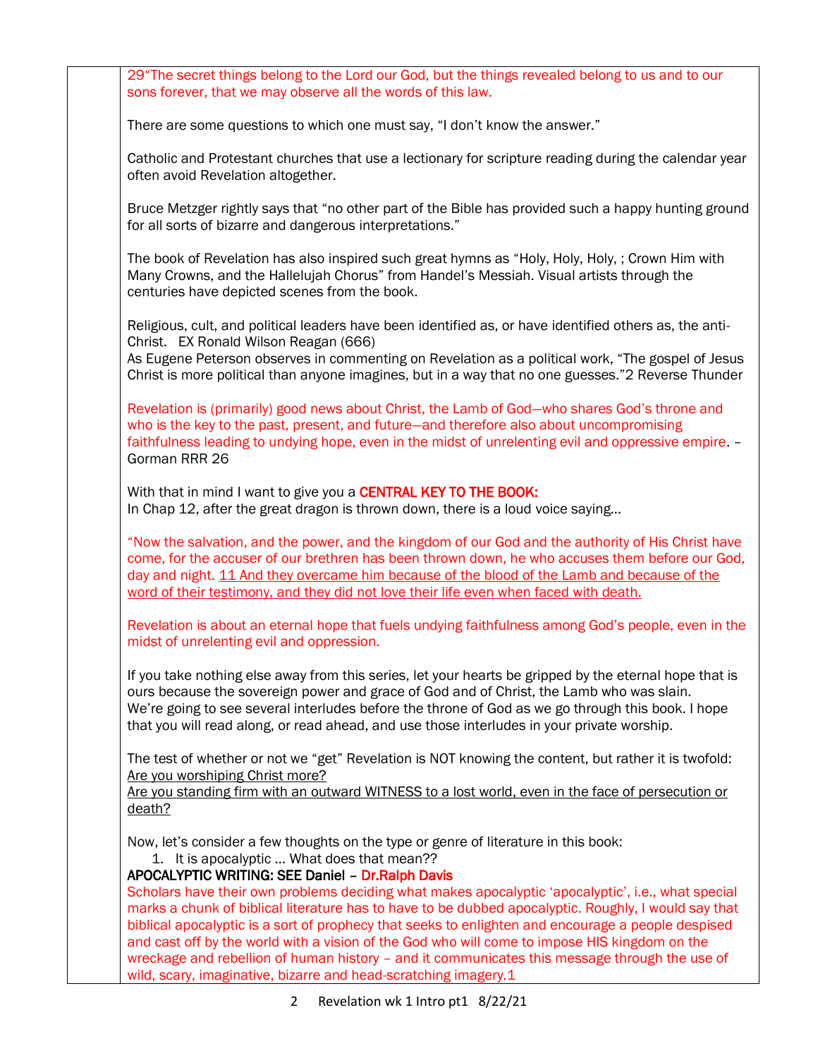29“The secret things belong to the Lord our God, but the things revealed belong to us and to our sons forever, that we may observe all the words of this law.

There are some questions to which one must say, “I don’t know the answer.”

Catholic and Protestant churches that use a lectionary for scripture reading during the calendar year often avoid Revelation altogether.

Bruce Metzger rightly says that “no other part of the Bible has provided such a happy hunting ground for all sorts of bizarre and dangerous interpretations.”

The book of Revelation has also inspired such great hymns as “Holy, Holy, Holy, ; Crown Him with Many Crowns, and the Hallelujah Chorus” from Handel’s Messiah. Visual artists through the centuries have depicted scenes from the book.

Religious, cult, and political leaders have been identified as, or have identified others as, the anti-Christ. EX Ronald Wilson Reagan (666)
As Eugene Peterson observes in commenting on Revelation as a political work, “The gospel of Jesus Christ is more political than anyone imagines, but in a way that no one guesses.”2 Reverse Thunder

Revelation is (primarily) good news about Christ, the Lamb of God—who shares God’s throne and who is the key to the past, present, and future—and therefore also about uncompromising faithfulness leading to undying hope, even in the midst of unrelenting evil and oppressive empire. – Gorman RRR 26

With that in mind I want to give you a **CENTRAL KEY TO THE BOOK:**
In Chap 12, after the great dragon is thrown down, there is a loud voice saying…

“Now the salvation, and the power, and the kingdom of our God and the authority of His Christ have come, for the accuser of our brethren has been thrown down, he who accuses them before our God, day and night. <u>11 And they overcame him because of the blood of the Lamb and because of the word of their testimony, and they did not love their life even when faced with death.</u>

Revelation is about an eternal hope that fuels undying faithfulness among God’s people, even in the midst of unrelenting evil and oppression.

If you take nothing else away from this series, let your hearts be gripped by the eternal hope that is ours because the sovereign power and grace of God and of Christ, the Lamb who was slain.
We’re going to see several interludes before the throne of God as we go through this book. I hope that you will read along, or read ahead, and use those interludes in your private worship.

The test of whether or not we “get” Revelation is NOT knowing the content, but rather it is twofold:
<u>Are you worshiping Christ more?</u>
<u>Are you standing firm with an outward WITNESS to a lost world, even in the face of persecution or death?</u>

Now, let’s consider a few thoughts on the type or genre of literature in this book:

1. It is apocalyptic … What does that mean??

**APOCALYPTIC WRITING: SEE Daniel – Dr.Ralph Davis**
Scholars have their own problems deciding what makes apocalyptic ‘apocalyptic’, i.e., what special marks a chunk of biblical literature has to have to be dubbed apocalyptic. Roughly, I would say that biblical apocalyptic is a sort of prophecy that seeks to enlighten and encourage a people despised and cast off by the world with a vision of the God who will come to impose HIS kingdom on the wreckage and rebellion of human history – and it communicates this message through the use of wild, scary, imaginative, bizarre and head-scratching imagery.1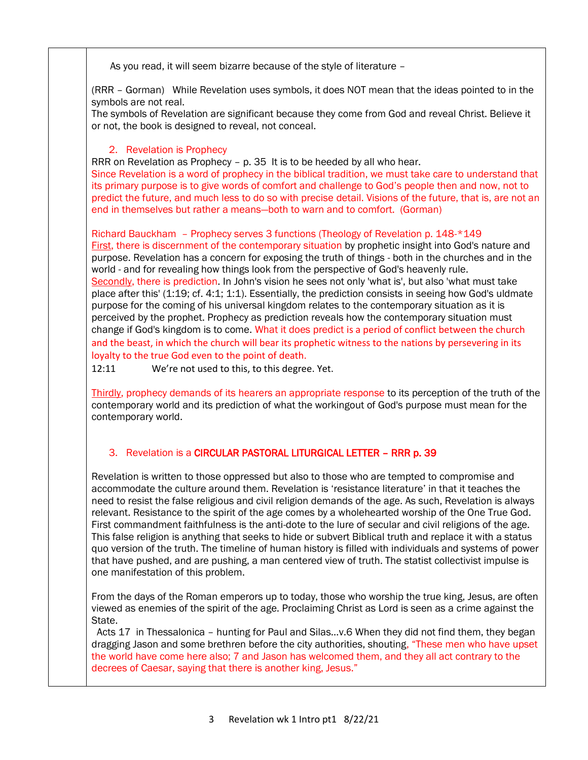As you read, it will seem bizarre because of the style of literature –

(RRR – Gorman) While Revelation uses symbols, it does NOT mean that the ideas pointed to in the symbols are not real.
The symbols of Revelation are significant because they come from God and reveal Christ. Believe it or not, the book is designed to reveal, not conceal.

2. Revelation is Prophecy

RRR on Revelation as Prophecy – p. 35 It is to be heeded by all who hear.
Since Revelation is a word of prophecy in the biblical tradition, we must take care to understand that its primary purpose is to give words of comfort and challenge to God's people then and now, not to predict the future, and much less to do so with precise detail. Visions of the future, that is, are not an end in themselves but rather a means—both to warn and to comfort. (Gorman)

Richard Bauckham – Prophecy serves 3 functions (Theology of Revelation p. 148-*149
First, there is discernment of the contemporary situation by prophetic insight into God's nature and purpose. Revelation has a concern for exposing the truth of things - both in the churches and in the world - and for revealing how things look from the perspective of God's heavenly rule.
Secondly, there is prediction. In John's vision he sees not only 'what is', but also 'what must take place after this' (1:19; cf. 4:1; 1:1). Essentially, the prediction consists in seeing how God's uldmate purpose for the coming of his universal kingdom relates to the contemporary situation as it is perceived by the prophet. Prophecy as prediction reveals how the contemporary situation must change if God's kingdom is to come. What it does predict is a period of conflict between the church and the beast, in which the church will bear its prophetic witness to the nations by persevering in its loyalty to the true God even to the point of death.
12:11 We're not used to this, to this degree. Yet.

Thirdly, prophecy demands of its hearers an appropriate response to its perception of the truth of the contemporary world and its prediction of what the workingout of God's purpose must mean for the contemporary world.

3. Revelation is a **CIRCULAR PASTORAL LITURGICAL LETTER – RRR p. 39**

Revelation is written to those oppressed but also to those who are tempted to compromise and accommodate the culture around them. Revelation is 'resistance literature' in that it teaches the need to resist the false religious and civil religion demands of the age. As such, Revelation is always relevant. Resistance to the spirit of the age comes by a wholehearted worship of the One True God. First commandment faithfulness is the anti-dote to the lure of secular and civil religions of the age. This false religion is anything that seeks to hide or subvert Biblical truth and replace it with a status quo version of the truth. The timeline of human history is filled with individuals and systems of power that have pushed, and are pushing, a man centered view of truth. The statist collectivist impulse is one manifestation of this problem.

From the days of the Roman emperors up to today, those who worship the true king, Jesus, are often viewed as enemies of the spirit of the age. Proclaiming Christ as Lord is seen as a crime against the State.
Acts 17 in Thessalonica – hunting for Paul and Silas…v.6 When they did not find them, they began dragging Jason and some brethren before the city authorities, shouting, "These men who have upset the world have come here also; 7 and Jason has welcomed them, and they all act contrary to the decrees of Caesar, saying that there is another king, Jesus."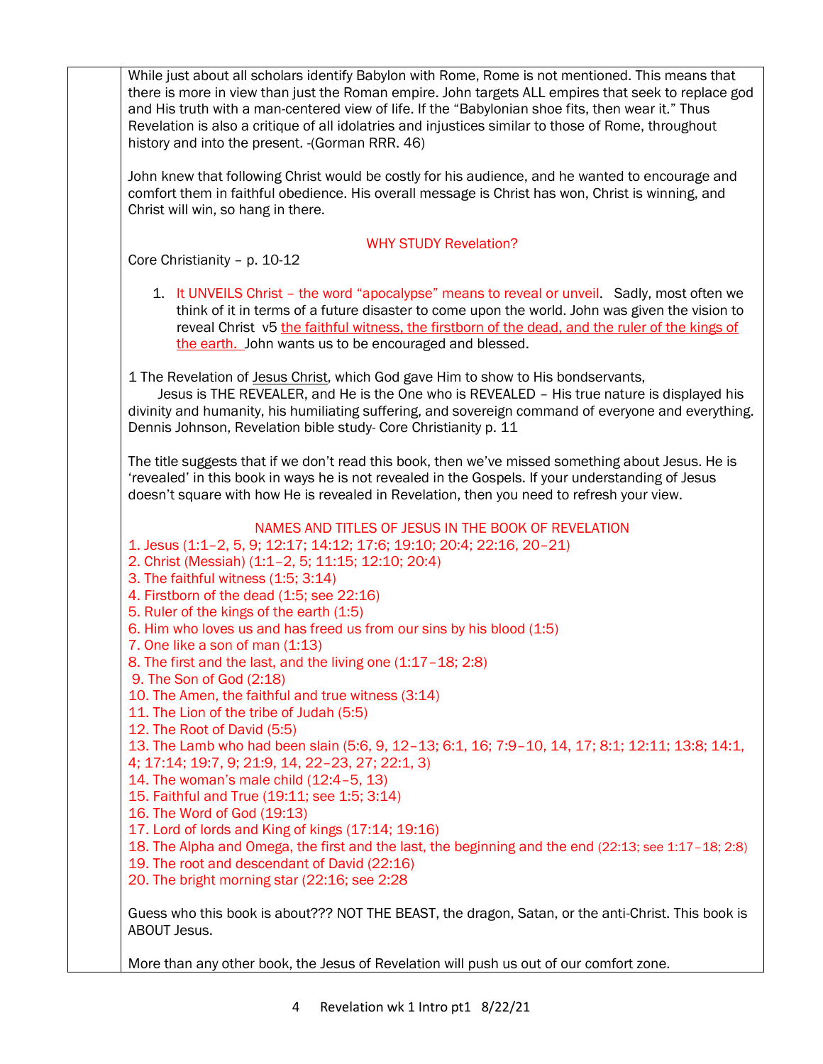While just about all scholars identify Babylon with Rome, Rome is not mentioned. This means that there is more in view than just the Roman empire. John targets ALL empires that seek to replace god and His truth with a man-centered view of life. If the "Babylonian shoe fits, then wear it." Thus Revelation is also a critique of all idolatries and injustices similar to those of Rome, throughout history and into the present. -(Gorman RRR. 46)

John knew that following Christ would be costly for his audience, and he wanted to encourage and comfort them in faithful obedience. His overall message is Christ has won, Christ is winning, and Christ will win, so hang in there.

## WHY STUDY Revelation?

Core Christianity – p. 10-12

1. It UNVEILS Christ – the word "apocalypse" means to reveal or unveil. Sadly, most often we think of it in terms of a future disaster to come upon the world. John was given the vision to reveal Christ v5 <u>the faithful witness, the firstborn of the dead, and the ruler of the kings of the earth.</u> John wants us to be encouraged and blessed.

1 The Revelation of <u>Jesus Christ</u>, which God gave Him to show to His bondservants,

Jesus is THE REVEALER, and He is the One who is REVEALED – His true nature is displayed his divinity and humanity, his humiliating suffering, and sovereign command of everyone and everything. Dennis Johnson, Revelation bible study- Core Christianity p. 11

The title suggests that if we don't read this book, then we've missed something about Jesus. He is 'revealed' in this book in ways he is not revealed in the Gospels. If your understanding of Jesus doesn't square with how He is revealed in Revelation, then you need to refresh your view.

## NAMES AND TITLES OF JESUS IN THE BOOK OF REVELATION

1. Jesus (1:1–2, 5, 9; 12:17; 14:12; 17:6; 19:10; 20:4; 22:16, 20–21)
2. Christ (Messiah) (1:1–2, 5; 11:15; 12:10; 20:4)
3. The faithful witness (1:5; 3:14)
4. Firstborn of the dead (1:5; see 22:16)
5. Ruler of the kings of the earth (1:5)
6. Him who loves us and has freed us from our sins by his blood (1:5)
7. One like a son of man (1:13)
8. The first and the last, and the living one (1:17–18; 2:8)
9. The Son of God (2:18)
10. The Amen, the faithful and true witness (3:14)
11. The Lion of the tribe of Judah (5:5)
12. The Root of David (5:5)
13. The Lamb who had been slain (5:6, 9, 12–13; 6:1, 16; 7:9–10, 14, 17; 8:1; 12:11; 13:8; 14:1, 4; 17:14; 19:7, 9; 21:9, 14, 22–23, 27; 22:1, 3)
14. The woman's male child (12:4–5, 13)
15. Faithful and True (19:11; see 1:5; 3:14)
16. The Word of God (19:13)
17. Lord of lords and King of kings (17:14; 19:16)
18. The Alpha and Omega, the first and the last, the beginning and the end (22:13; see 1:17–18; 2:8)
19. The root and descendant of David (22:16)
20. The bright morning star (22:16; see 2:28

Guess who this book is about??? NOT THE BEAST, the dragon, Satan, or the anti-Christ. This book is ABOUT Jesus.

More than any other book, the Jesus of Revelation will push us out of our comfort zone.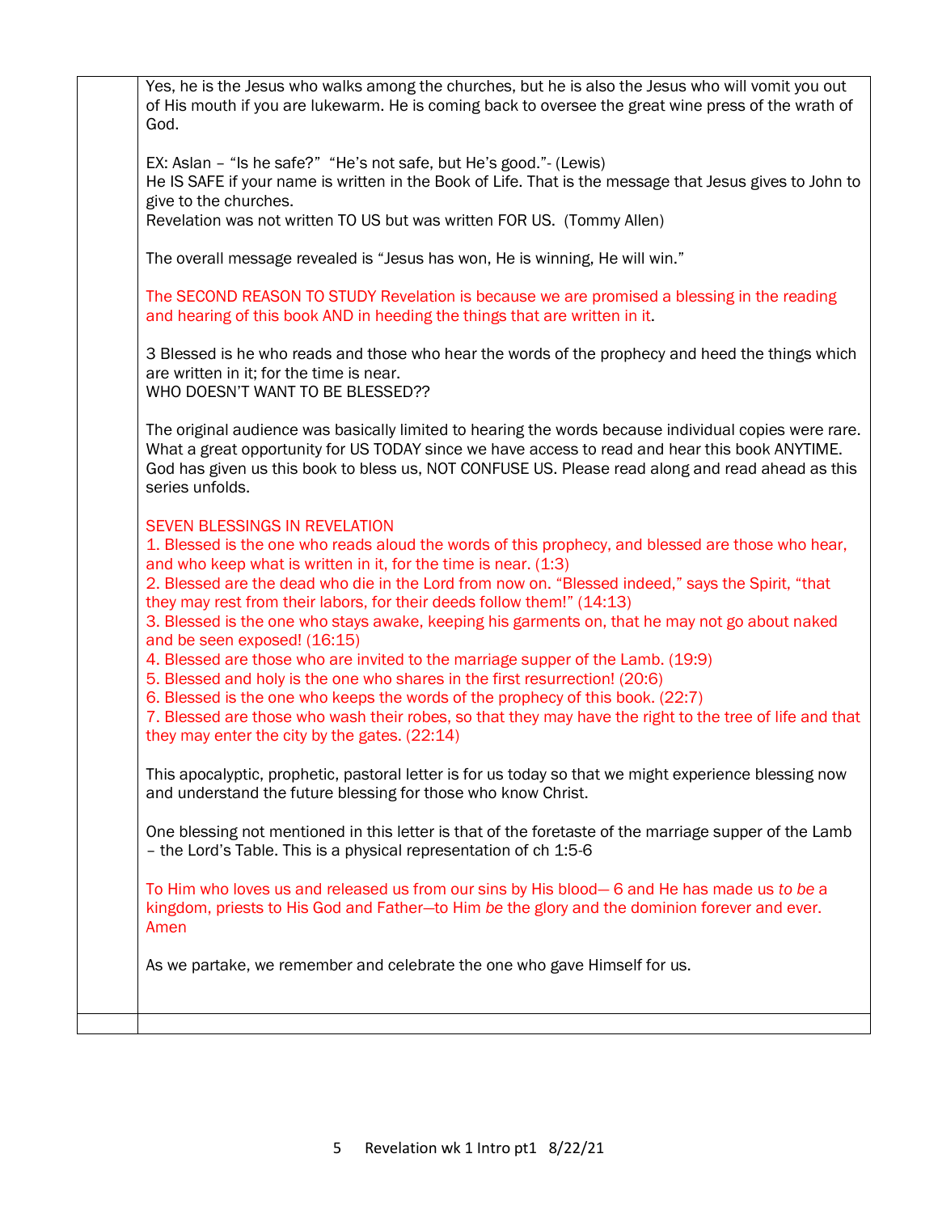Yes, he is the Jesus who walks among the churches, but he is also the Jesus who will vomit you out of His mouth if you are lukewarm. He is coming back to oversee the great wine press of the wrath of God.

EX: Aslan – “Is he safe?” “He’s not safe, but He’s good.”- (Lewis)
He IS SAFE if your name is written in the Book of Life. That is the message that Jesus gives to John to give to the churches.
Revelation was not written TO US but was written FOR US. (Tommy Allen)

The overall message revealed is “Jesus has won, He is winning, He will win.”

The SECOND REASON TO STUDY Revelation is because we are promised a blessing in the reading and hearing of this book AND in heeding the things that are written in it.

3 Blessed is he who reads and those who hear the words of the prophecy and heed the things which are written in it; for the time is near.
WHO DOESN’T WANT TO BE BLESSED??

The original audience was basically limited to hearing the words because individual copies were rare. What a great opportunity for US TODAY since we have access to read and hear this book ANYTIME. God has given us this book to bless us, NOT CONFUSE US. Please read along and read ahead as this series unfolds.

SEVEN BLESSINGS IN REVELATION
1. Blessed is the one who reads aloud the words of this prophecy, and blessed are those who hear, and who keep what is written in it, for the time is near. (1:3)
2. Blessed are the dead who die in the Lord from now on. “Blessed indeed,” says the Spirit, “that they may rest from their labors, for their deeds follow them!” (14:13)
3. Blessed is the one who stays awake, keeping his garments on, that he may not go about naked and be seen exposed! (16:15)
4. Blessed are those who are invited to the marriage supper of the Lamb. (19:9)
5. Blessed and holy is the one who shares in the first resurrection! (20:6)
6. Blessed is the one who keeps the words of the prophecy of this book. (22:7)
7. Blessed are those who wash their robes, so that they may have the right to the tree of life and that they may enter the city by the gates. (22:14)

This apocalyptic, prophetic, pastoral letter is for us today so that we might experience blessing now and understand the future blessing for those who know Christ.

One blessing not mentioned in this letter is that of the foretaste of the marriage supper of the Lamb – the Lord’s Table. This is a physical representation of ch 1:5-6

To Him who loves us and released us from our sins by His blood— 6 and He has made us *to be* a kingdom, priests to His God and Father—to Him *be* the glory and the dominion forever and ever. Amen

As we partake, we remember and celebrate the one who gave Himself for us.